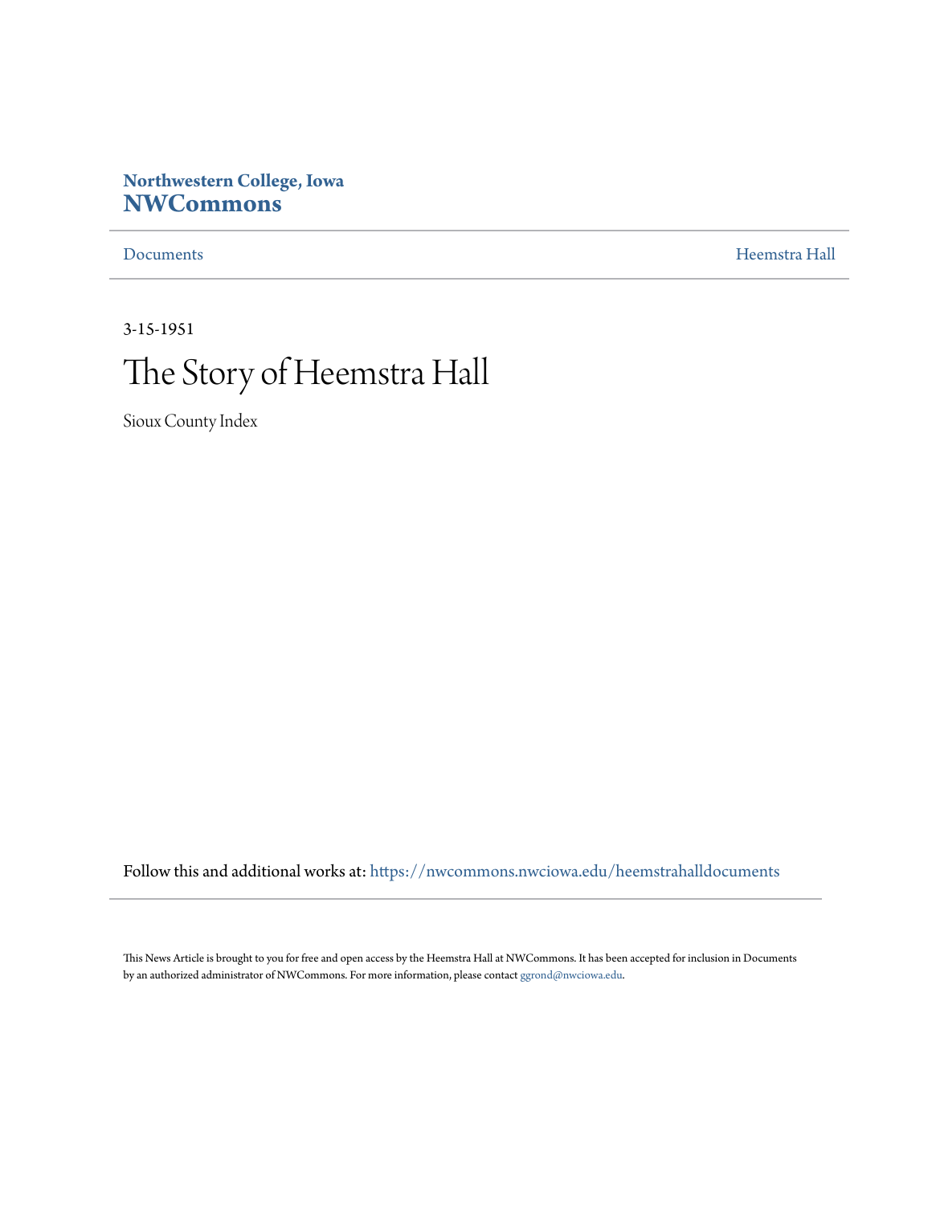**Northwestern College, Iowa**
**NWCommons**

Documents | Heemstra Hall

3-15-1951

# The Story of Heemstra Hall

Sioux County Index

Follow this and additional works at: https://nwcommons.nwciowa.edu/heemstrahalldocuments

This News Article is brought to you for free and open access by the Heemstra Hall at NWCommons. It has been accepted for inclusion in Documents by an authorized administrator of NWCommons. For more information, please contact ggrond@nwciowa.edu.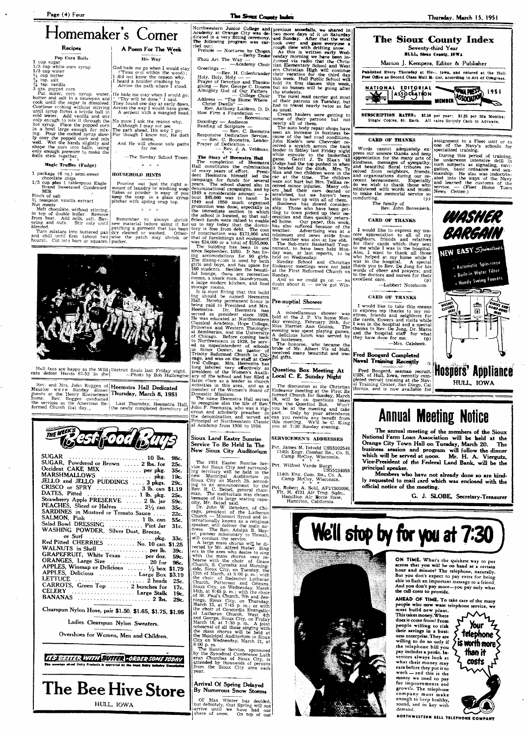# Homemaker's Corner

## Recipes

### Pop Corn Balls

1 cup sugar
1/3 cup white corn syrup
1/3 cup water
¼ cup butter
¾ tsp. salt
¾ tsp. vanilla
3 qts. popped corn

Put sugar, corn syrup, water, butter and salt in a saucepan and cook until the sugar is dissolved. Continue cooking without stirring until syrup forms a brittle ball in cold water. Add vanilla and stir only enough to mix it through the hot syrup. Place the popped corn in a bowl large enough for mixing. Pour the cooked syrup slowly over the popped corn and mix well. Wet the hands slightly and shape the corn into balls, using only enough pressure to make the balls stick together.

\* \* \*

### Magic Truffles (Fudge)

1 package (6 oz.) semi-sweet chocolate chips
1/3 cup plus 1 tablespoon Eagle Brand Sweetened Condensed Milk
Pinch of salt
½ teaspoon vanilla extract
Nut meats

Melt chocolate, without stirring, in top of double boiler. Remove from heat. Add milk, salt, flavoring and nuts. Stir only until blended.

Turn mixture into buttered pan and chill until firm (about two hours). Cut into bars or squares.

## A Poem For The Week

### His Way

God bade me go when I would stay
("Twas cool within the wood);
I did not know the reason why.
I heard a boulder crashing by
Across the path where I stood.

He bade me stay when I would go;
"Thy will be done," I said.
They found one day at early dawn,
Across the way I would have gone,
A serpent with a mangled head.

No more I ask the reason why,
Although I may not see
The path ahead, His way I go;
For though I know not, He doth know,
And He will choose safe paths for me.

—The Sunday School Times.

\* \* \*

## HOUSEHOLD HINTS

Pouring out just the right amount of laundry or washing soap flakes or powder is easy if you keep the soap in a glass syrup pitcher with spring snap top.

\* \* \*

Remember to always shrink new material before using it for patching a garment that has been dry cleaned or washed. Otherwise the patch may shrink or pucker.

Hull fans are happy as the Wild cats defeat Harris 67-52 in the District finals last Friday night. —Photo by Bob Hulbregtse

Rev. and Mrs. John Roggen of Maurice were Sunday dinner guests at the Henry Koerselman home. Rev. Roggen conducted the services at the American Reformed Church that day.

## Heemstra Hall Dedicated Thursday, March 8, 1951

Last Thursday, Heemstra Hall, the newly completed dormitory of Northwestern Junior College and Academy at Orange City was dedicated in a very fitting ceremony. The following program was carried out:

Prelude — Nocturne by Chopin —Betty Teske
Thou Art The Way — —Academy Choir
Greetings — —Rev. H. Colenbrander
Holy, Holy, Holy —
Prayer of Devotion and Thanksgiving — Rev. George C. Douma
Almighty God of Our Fathers — College Choir
Address — "The Home Where Christ Dwells" — Rev. Anthony Luidens, D. D.
How Firm a Foundation — — Recessional
Doxology — Audience
Reading of Scripture — — Rev. C. Boonstra
Responsive Dedication Service, — Rev. C. Boonstra, Leader.
Prayer of Dedication — — Rev. J. A. Veldman.

\* \* \*

**The Story of Heemstra Hall**

The completion of Heemstra Hall constitutes the culmination of many years of effort. President Heemstra himself led the campaign for funds for several years. The school shared also in denominational campaigns, and by 1949 a considerable amount — about $85,000 was in hand. In 1949 and 1950 much organized promotion was done, especially in the immediate section in which the school is located, so that sufficient funds were raised to enable us to say today that the dormitory is free from debt. The cost of construction was $171,000 and that of furnishings and equipment was $24,000 or a total of $195,000.

The building has been in use since September, 1950. It has living accomodations for 80 girls. The dining-room is used by both girls and boys, and has space for 160 students. Besides the beautiful lounge, there are recreation rooms, a snack room, laundryroom, a large modern kitchen, and food storage rooms.

It is most fitting that this building should be named Heemstra Hall. Hereby permanent honor is being paid to President and Mrs. Heemstra. Dr. Heemstra has served as president since 1928. He was educated at Northwestern Classical Academy, Hope College, Princeton and Western Theological Seminaries, and the University of Chicago. Before coming back to Northwestern in 1928, he served as superintendent of schools in Sioux Center, as pastor of Trinity Reformed Church in Chicago, and was on the staff at Central College. Mrs. Heemstra has long labored very effectively as president of the Women's Auxiliary of the school and has filled a large place as a leader in church activities in this area, and as a member of the Women's Board of Domestic Missions.

The name Heemstra Hall serves to recognize also the life of Rev. John F. Heemstra, who was a vigorous and scholarly preacher in the denomination and served as Principal of Northwestern Classical Academy from 1906 to 1910.

## Sioux Land Easter Sunrise Service To Be Held In The New Sioux City Auditorium

The 1951 Easter Sunrise Service for Sioux City and surrounding territory will be held in the new Municipal Auditorium in Sioux City on March 25, according to an announcement by the Rev. R. C. Beisel, general chairman. The auditorium was chosen because of its large seating capacity, Mr. Beisel said.

Dr. John W. Behnken, of Chicago, president of the Lutheran Church — Missouri Synod and internationally known as a religious speaker, will deliver the main address. The Rev. Adolph R. Meyer, pioneer missionary to Hawaii, will conduct the service.

A large mass chorus will be directed by Mr. Alfred Bieber. Singers in the area who desire to sing with the mass chorus may rehearse with the choir of Grace Church, S. Cornelia and Morningside, Sioux City, on Tuesday, the 13th of March, at 8:00 p. m.; with the choir of Redeemer Lutheran Church, Patterson and Orleans, Sioux City, on Wednesday, March 14th, at 8:45 p. m.; with the choir of St. Paul's Church, 7th and Jennings, Sioux City, on Thursday, March 15, at 7:45 p. m.; or with the choir of Concordia Evangelical Lutheran Church, West 4th and George, Sioux City, on Friday March 16, at 7:30 p. m. A joint rehearsal of all those singing with the mass chorus will be held at the Municipal Auditorium in Sioux City on Wednesday, March 21, at 8:00 p. m.

The Sunrise Service, sponsored by the Synodical Conference Lutheran Churches of Sioux City, is attended by thousands of persons from the Sioux City area each year.

## Arrival Of Spring Delayed By Numerous Snow Storms

Ol' Man Winter has decided, but definitely, that Spring will not arrive until we have had our share of snow. On top of our previous snowfalls, we shared in two more days of it on Saturday and Sunday. After that the wind took over and gave everyone a rough time with drifting snow.

As this is written early Wednesday morning we have been informed via radio that the Christian Elementary School and Western Christian High will continue their vacation for the third day this week. Hull Public School will hold its first classes this week, but no busses will be going after the students.

The rural mail carrier got most of their patrons on Tuesday, but had to travel nearly twice as far as usual.

Cream haulers were getting to some of their patrons but not nearly all of them.

The auto body repair shops have seen an increase in business because of the bad road conditions. John Koele's new Chevrolet received a scratch across the back fender in Sibley last Friday night while enroute to the basketball game. Gerrit J. Te Slaa's '48 Dodge had the top pushed in when it headed for the ditch. Mrs. Te Slaa and two children were in the car at the time. The children were not hurt but Mrs. TeSlaa received minor injuries. Many others had their cars dented or scratched, but we haven't been able to keep up with all of them.

Business has slowed considerably. Those who have been getting to town picked up their necessities and then quickly returned home. Our paper, this week, has also suffered because of the weather. Advertising was at a minimum and news aside from the weather was also at low ebb.

The Sub-state Basketball Tournament, to have been held Monday was, at last reports, to be held on Wednesday.

Sunday School and Christian Endeavor meetings were not held at the First Reformed Church on Sunday.

And so we could go on — no doubt about it — we've got Winter.

## Pre-nuptial Shower

A miscellaneous shower was held at the J. P. Vis home Monday evening, February 26th, for Miss Harriet Ann Gesink. The evening was spent playing games. A delicious lunch was served by the hostesses.

The honoree, who became the bride of Mr. Albert Vis of Hull, received many beautiful and useful gifts.

## Question Box Meeting At Local C. E. Sunday Night

The discussion at the Christian Endeavor meeting at the First Reformed Church for Sunday, March 18, will be on questions taken from the Question Box. Won't you be at the meeting and take part. Only by your attendance can you receive any benefit from this meeting. We'll be C. E.ing you at 7:30 Sunday evening.

## SERVICEMEN'S ADDRESSES

Pvt. James M. Intveld US55102548
114th Engr. Combat Bn., Co. B,
Camp McCoy, Wisconsin.

\* \* \*

Pvt. Wilfred Vande Burgt US55134055
114th Eng. Com. Bn., Co. A,
Camp McCoy, Wisconsin.

\* \* \*

Pvt. Robert A. Sohl, AF17303096,
Flt. H, 4731 Air Trng. Sqdn.,
Hamilton Air Force Base,
Hamilton, California.

# The Sioux County Index

Seventy-third Year
HULL, Sioux County, IOWA

Marion J. Kempers, Editor & Publisher

Published Every Thursday at Hull, Iowa, and entered at the Hull Post Office as Second Class Mail Matter, according to Act of Congress.

NATIONAL EDITORIAL ASSOCIATION — IOWA PRESS ASSOCIATION MEMBER 1951

SUBSCRIPTION RATES: $2.50 per year; $1.25 per Six Months; Single Copies, 6c. Each. All rates Strictly Cash in Advance.

## CARD OF THANKS

Words cannot adequately express our sincere thanks and deep appreciation for the many acts of kindness, messages of sympathy, and beautiful floral tributes received from neighbors, friends, and organizations during our recent bereavement. Especially do we wish to thank those who ministered with words and music to make the memorial service so comforting. (p)

The family of
Rev. John Bovenkerk.

## CARD OF THANKS

I would like to express my sincere appreciation to all of my neighbors, friends and relatives for their cards which they sent to me while I was in the hospital. Also, I want to thank all those who helped at my home while I was in the hospital. A special thank you to Rev. De Jong for his words of cheer and prayers; and to the doctors and nurses for their excellent care. (p)

—Lubbert Noteboom

## CARD OF THANKS

I would like to take this means to express my thanks to my relatives, friends and neighbors for the cards, flowers and visits while I was in the hospital and a special thanks to Rev. De Jong, Dr. Maris and the hospital staff for what they have done for me. (p)

—Mrs. Calsbeek.

## Fred Boogerd Completed Naval Training Recently

Fred Boogerd, seaman recruit, USN, of Hull, Iowa, recently completed recruit training at the Naval Training Center, San Diego, California, and is now available for assignment to a Fleet unit or to one of the Navy's schools for specialized training.

During this period of training, he underwent intensive drill in such subjects as signaling, navigation, basic ordnance and seamanship. He also was indoctrinated into the ways of the Navy and learned the customs of the service. — (Fleet Home Town News Center.)

# WASHER BARGAIN

NEW EASY Spindrier
- Automatic Spin-rinse
- Built-in Water Filter
- Handy Swing Faucets

WASHES CLOTHES HERE — RINSES AND DAMP DRIES HERE

# Hospers' Appliance

HULL, IOWA

# Annual Meeting Notice

The annual meeting of the members of the Sioux National Farm Loan Association will be held at the Orange City Town Hall on Tuesday, March 20. The business session and program will follow the dinner which will be served at noon. Mr. H. A. Vierguts, Vice-President of the Federal Land Bank, will be the principal speaker.

Members who have not already done so are kindly requested to mail card which was enclosed with the official notice of the meeting.

G. J. SLOBE, Secretary-Treasurer

# We'll stop by for you at 7:30

**ON TIME.** What's the quickest way to put across that you will be on hand at a certain hour and minute? The telephone, naturally. But you don't expect to pay extra for being able to flash an important message to a friend. And you don't pay more—you pay only what the call costs to provide.

**AHEAD OF TIME.** To take care of the many people who now want telephone service, we must build new plant. This takes money. Where does it come from? From people willing to risk their savings in a business enterprise. They are willing to do so only if the telephone bill you pay includes a profit. Investors always look at what their money may earn before they put it to work — and this is the money we need to pay for improvements and growth. The telephone company must make enough to keep healthy, sound, and in key with demand.

Your telephone is worth more than it costs

NORTHWESTERN BELL TELEPHONE COMPANY

# THE WEEK'S Best Food Buys

| | |
|---|---|
| SUGAR ... 10 lbs. | 98c. |
| SUGAR, Powdered or Brown ... 2 lbs. for | 25c. |
| Occident CAKE MIX ... per pkg. | 35c. |
| MARSHMALLOWS ... pkg. | 19c. |
| JELLO and JELLO PUDDINGS ... 3 pkgs. | 29c. |
| CRISCO or SPRY ... 3 lb. can | $1.19 |
| DATES, Pitted ... 1 lb. pkg. | 25c. |
| Strawberry Apple PRESERVE ... 2 lb. jar | 59c. |
| PEACHES, Sliced or Halves ... 2½ can | 35c. |
| SARDINES in Mustard or Tomato Sauce ... | 22c. |
| SALMON, Pink ... 1 lb. can | 55c. |
| Salad Bowl DRESSING ... Pint Jar | 31c. |
| WASHING POWDER, Silver Dust, Breeze, or Surf ... pkg. | 33c. |
| Red Pitted CHERRIES ... No. 10 can | $1.25 |
| WALNUTS in Shell ... per lb. | 39c. |
| GRAPEFRUIT, White Texas ... per doz. | 59c. |
| ORANGES, Large Size ... 20 for | 98c. |
| APPLES, Winesap or Delicious ... ½ box | $1.79 |
| APPLES, Delicious ... Large Box | $3.19 |
| LETTUCE ... 2 heads | 25c. |
| CARROTS, Green Top ... 2 bunches for | 17c. |
| CELERY ... Large Stalk | 19c. |
| BANANAS ... 2 lbs. | 29c. |

Clearspun Nylon Hose, pair $1.50, $1.65, $1.75, $1.95

Ladies Clearspun Nylon Sweaters.

Overshoes for Women, Men and Children.

IT'S BETTER WITH BUTTER - ORDER SOME TODAY
This message about Dairy Products is approved by the Iowa Dairy Industry Commission

# The Bee Hive Store

HULL, IOWA